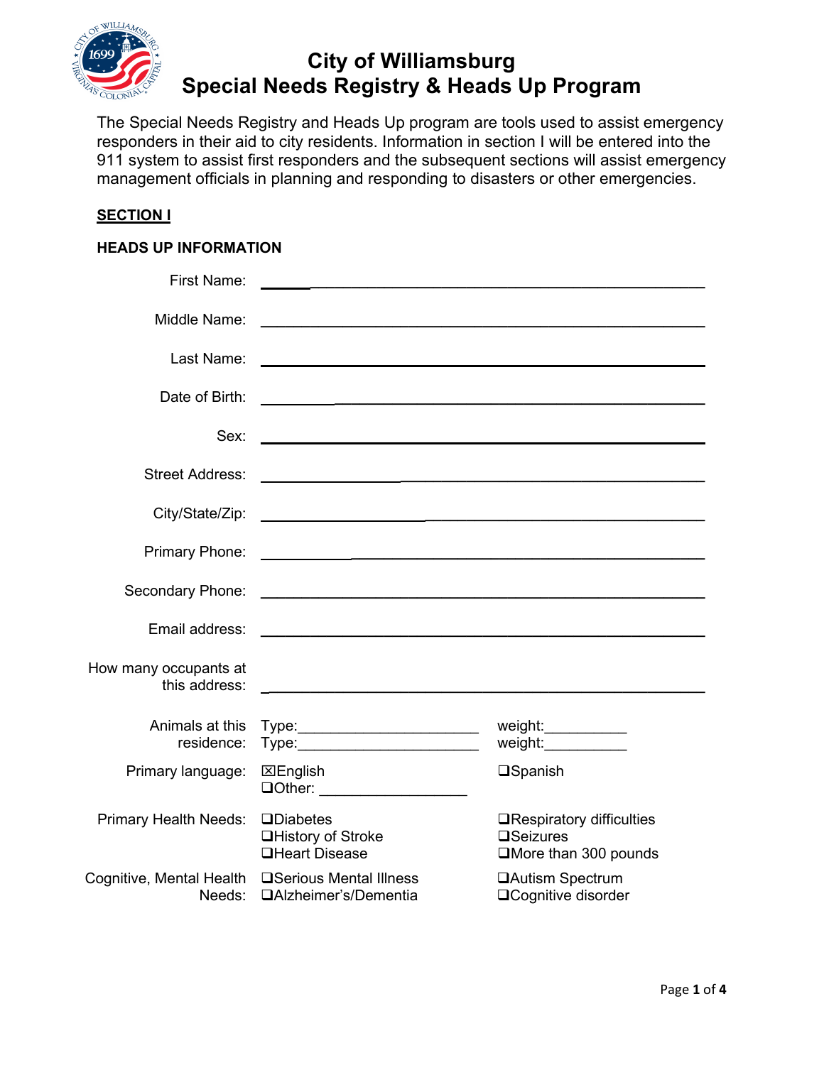# City of Williamsburg
# Special Needs Registry & Heads Up Program

The Special Needs Registry and Heads Up program are tools used to assist emergency responders in their aid to city residents. Information in section I will be entered into the 911 system to assist first responders and the subsequent sections will assist emergency management officials in planning and responding to disasters or other emergencies.

## SECTION I

### HEADS UP INFORMATION

First Name: ______________________________

Middle Name: ______________________________

Last Name: ______________________________

Date of Birth: ______________________________

Sex: ______________________________

Street Address: ______________________________

City/State/Zip: ______________________________

Primary Phone: ______________________________

Secondary Phone: ______________________________

Email address: ______________________________

How many occupants at this address: ______________________________

Animals at this residence:
- Type:______________________ weight:__________
- Type:______________________ weight:__________

Primary language:
- ☒English
- ❑Spanish
- ❑Other: _________________

Primary Health Needs:
- ❑Diabetes
- ❑Respiratory difficulties
- ❑History of Stroke
- ❑Seizures
- ❑Heart Disease
- ❑More than 300 pounds

Cognitive, Mental Health Needs:
- ❑Serious Mental Illness
- ❑Autism Spectrum
- ❑Alzheimer's/Dementia
- ❑Cognitive disorder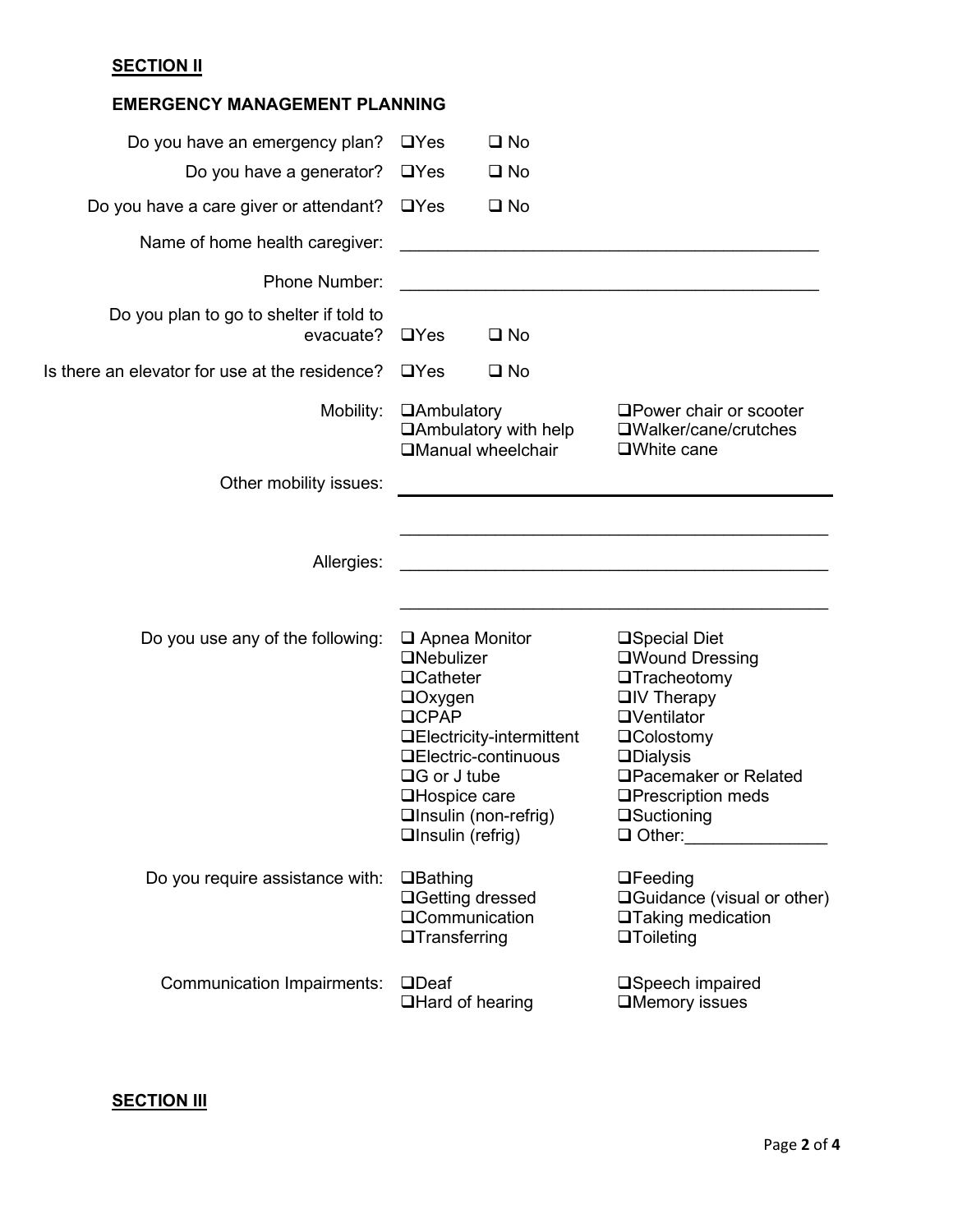**SECTION II**

**EMERGENCY MANAGEMENT PLANNING**

Do you have an emergency plan? ❑Yes ❑ No

Do you have a generator? ❑Yes ❑ No

Do you have a care giver or attendant? ❑Yes ❑ No

Name of home health caregiver: ____________________________________________

Phone Number: ____________________________________________

Do you plan to go to shelter if told to evacuate? ❑Yes ❑ No

Is there an elevator for use at the residence? ❑Yes ❑ No

Mobility:
- ❑Ambulatory
- ❑Ambulatory with help
- ❑Manual wheelchair
- ❑Power chair or scooter
- ❑Walker/cane/crutches
- ❑White cane

Other mobility issues: ____________________________________________

____________________________________________

Allergies: ____________________________________________

____________________________________________

Do you use any of the following:
- ❑ Apnea Monitor
- ❑Nebulizer
- ❑Catheter
- ❑Oxygen
- ❑CPAP
- ❑Electricity-intermittent
- ❑Electric-continuous
- ❑G or J tube
- ❑Hospice care
- ❑Insulin (non-refrig)
- ❑Insulin (refrig)
- ❑Special Diet
- ❑Wound Dressing
- ❑Tracheotomy
- ❑IV Therapy
- ❑Ventilator
- ❑Colostomy
- ❑Dialysis
- ❑Pacemaker or Related
- ❑Prescription meds
- ❑Suctioning
- ❑ Other:_______________

Do you require assistance with:
- ❑Bathing
- ❑Getting dressed
- ❑Communication
- ❑Transferring
- ❑Feeding
- ❑Guidance (visual or other)
- ❑Taking medication
- ❑Toileting

Communication Impairments:
- ❑Deaf
- ❑Hard of hearing
- ❑Speech impaired
- ❑Memory issues

**SECTION III**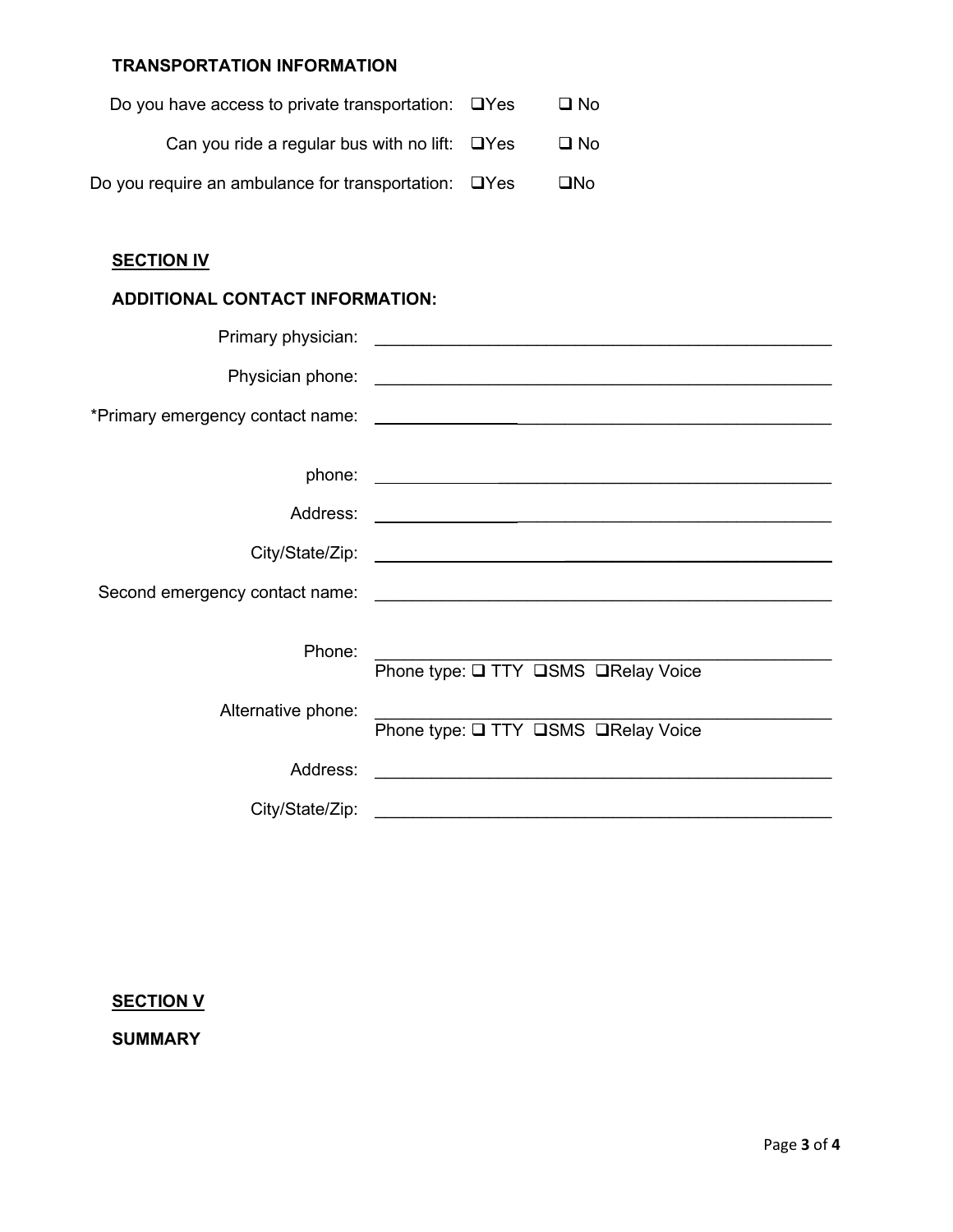**TRANSPORTATION INFORMATION**

Do you have access to private transportation: ❑Yes ❑ No

Can you ride a regular bus with no lift: ❑Yes ❑ No

Do you require an ambulance for transportation: ❑Yes ❑No

## SECTION IV

**ADDITIONAL CONTACT INFORMATION:**

Primary physician: ______________________________

Physician phone: ______________________________

*Primary emergency contact name: ______________________________

phone: ______________________________

Address: ______________________________

City/State/Zip: ______________________________

Second emergency contact name: ______________________________

Phone: ______________________________
Phone type: ❑ TTY ❑SMS ❑Relay Voice

Alternative phone: ______________________________
Phone type: ❑ TTY ❑SMS ❑Relay Voice

Address: ______________________________

City/State/Zip: ______________________________

## SECTION V

**SUMMARY**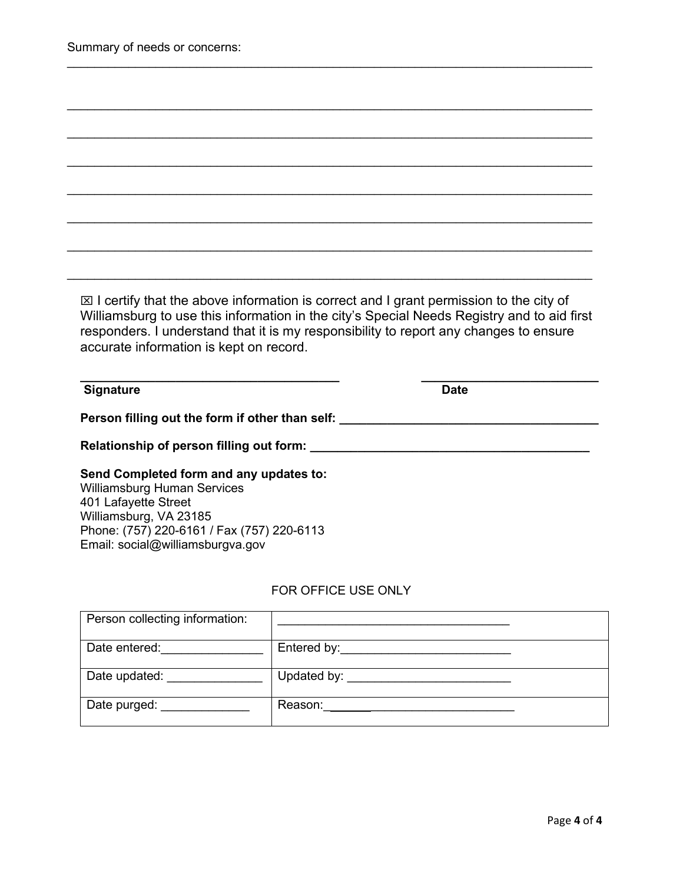Summary of needs or concerns:

______________________________________________________________________________

______________________________________________________________________________

______________________________________________________________________________

______________________________________________________________________________

______________________________________________________________________________

______________________________________________________________________________

______________________________________________________________________________

______________________________________________________________________________

☒ I certify that the above information is correct and I grant permission to the city of Williamsburg to use this information in the city's Special Needs Registry and to aid first responders. I understand that it is my responsibility to report any changes to ensure accurate information is kept on record.

**______________________________________** **__________________________**

**Signature** **Date**

**Person filling out the form if other than self: ______________________________________**

**Relationship of person filling out form: ________________________________________**

**Send Completed form and any updates to:**
Williamsburg Human Services
401 Lafayette Street
Williamsburg, VA 23185
Phone: (757) 220-6161 / Fax (757) 220-6113
Email: social@williamsburgva.gov

FOR OFFICE USE ONLY

| | |
|---|---|
| Person collecting information: | __________________________________ |
| Date entered:_______________ | Entered by:_________________________ |
| Date updated: ______________ | Updated by: ________________________ |
| Date purged: _____________ | Reason:____________________________ |